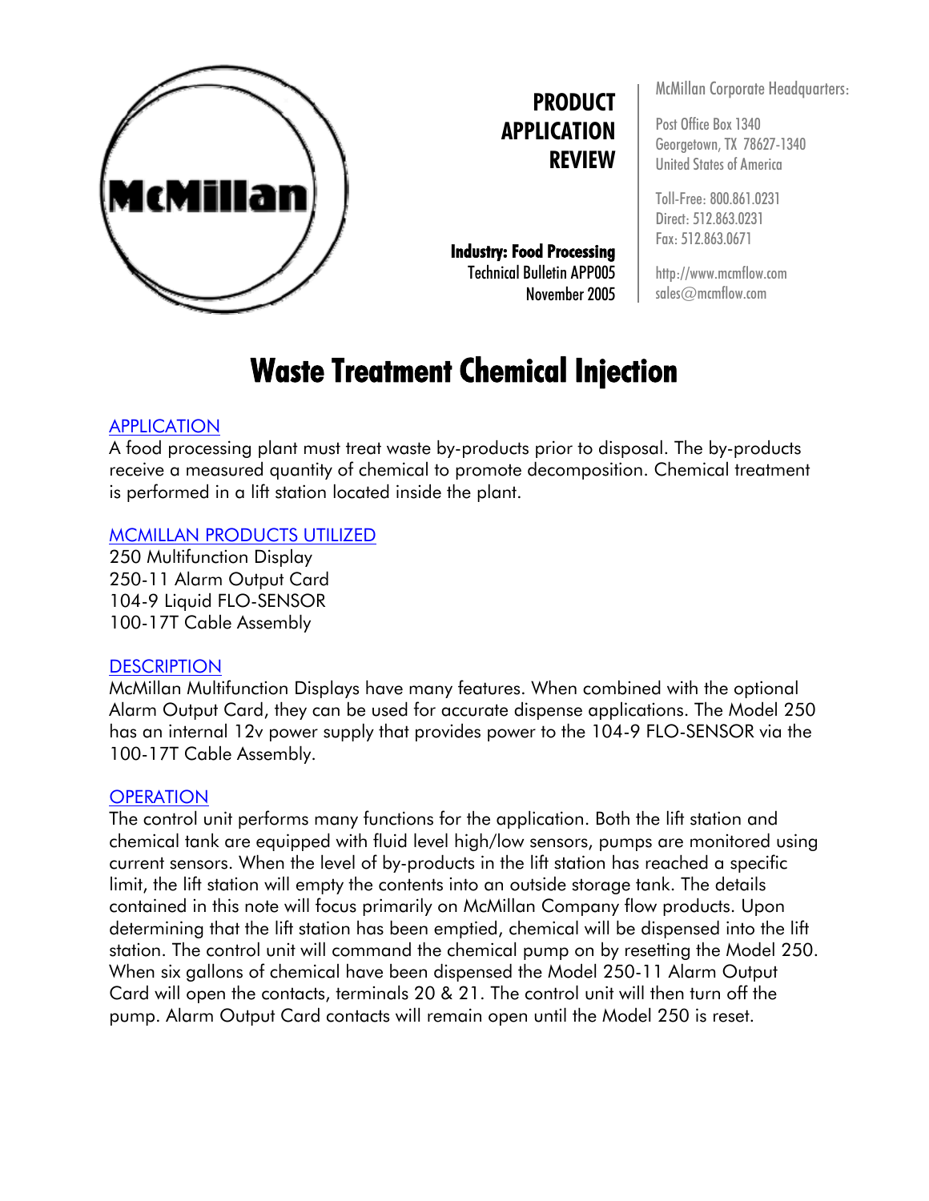McMillan

**PRODUCT APPLICATION REVIEW**

**Industry: Food Processing**
Technical Bulletin APP005
November 2005

McMillan Corporate Headquarters:

Post Office Box 1340
Georgetown, TX 78627-1340
United States of America

Toll-Free: 800.861.0231
Direct: 512.863.0231
Fax: 512.863.0671

http://www.mcmflow.com
sales@mcmflow.com

# Waste Treatment Chemical Injection

## APPLICATION

A food processing plant must treat waste by-products prior to disposal. The by-products receive a measured quantity of chemical to promote decomposition. Chemical treatment is performed in a lift station located inside the plant.

## MCMILLAN PRODUCTS UTILIZED

250 Multifunction Display
250-11 Alarm Output Card
104-9 Liquid FLO-SENSOR
100-17T Cable Assembly

## DESCRIPTION

McMillan Multifunction Displays have many features. When combined with the optional Alarm Output Card, they can be used for accurate dispense applications. The Model 250 has an internal 12v power supply that provides power to the 104-9 FLO-SENSOR via the 100-17T Cable Assembly.

## OPERATION

The control unit performs many functions for the application. Both the lift station and chemical tank are equipped with fluid level high/low sensors, pumps are monitored using current sensors. When the level of by-products in the lift station has reached a specific limit, the lift station will empty the contents into an outside storage tank. The details contained in this note will focus primarily on McMillan Company flow products. Upon determining that the lift station has been emptied, chemical will be dispensed into the lift station. The control unit will command the chemical pump on by resetting the Model 250. When six gallons of chemical have been dispensed the Model 250-11 Alarm Output Card will open the contacts, terminals 20 & 21. The control unit will then turn off the pump. Alarm Output Card contacts will remain open until the Model 250 is reset.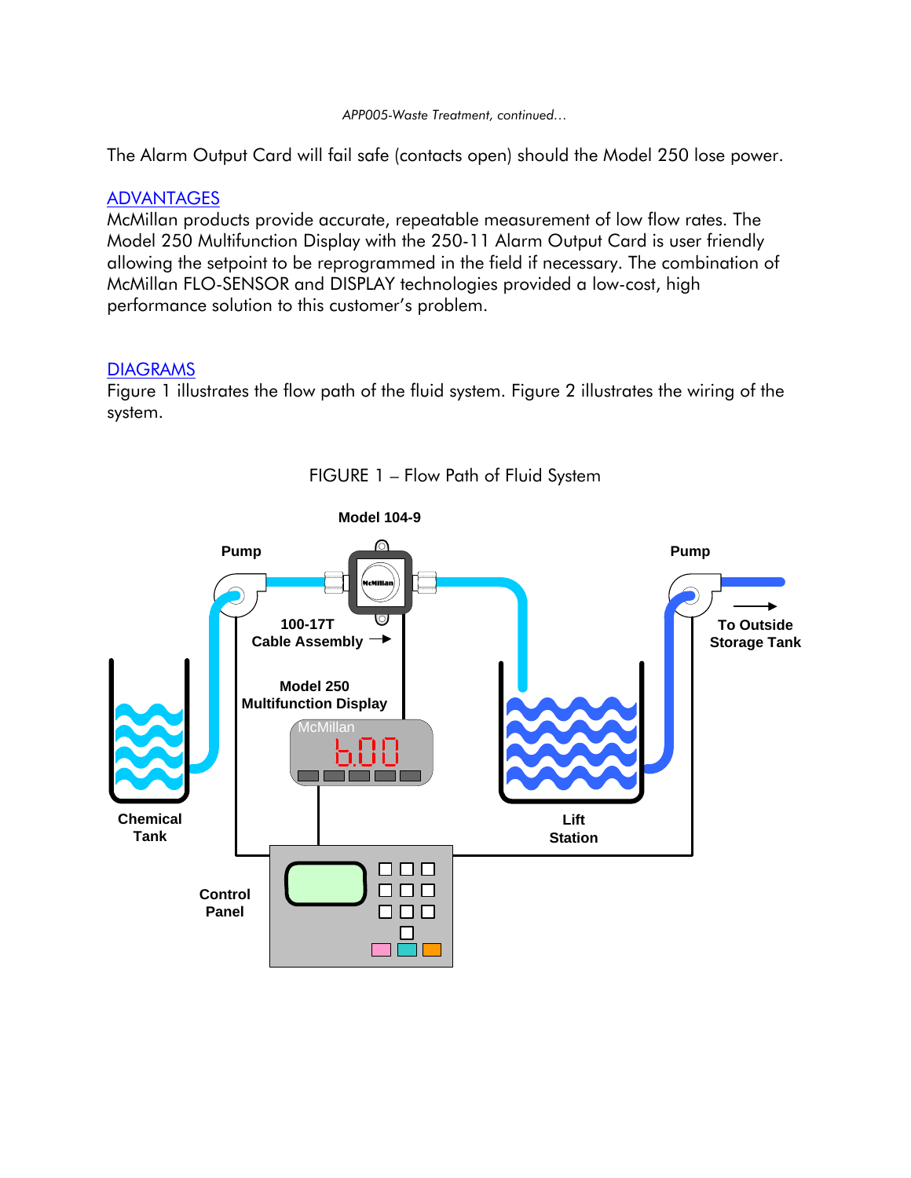The Alarm Output Card will fail safe (contacts open) should the Model 250 lose power.

## ADVANTAGES

McMillan products provide accurate, repeatable measurement of low flow rates. The Model 250 Multifunction Display with the 250-11 Alarm Output Card is user friendly allowing the setpoint to be reprogrammed in the field if necessary. The combination of McMillan FLO-SENSOR and DISPLAY technologies provided a low-cost, high performance solution to this customer's problem.

## DIAGRAMS

Figure 1 illustrates the flow path of the fluid system. Figure 2 illustrates the wiring of the system.

FIGURE 1 – Flow Path of Fluid System

Model 104-9

Pump

Pump

100-17T Cable Assembly

To Outside Storage Tank

Model 250 Multifunction Display

Chemical Tank

Lift Station

Control Panel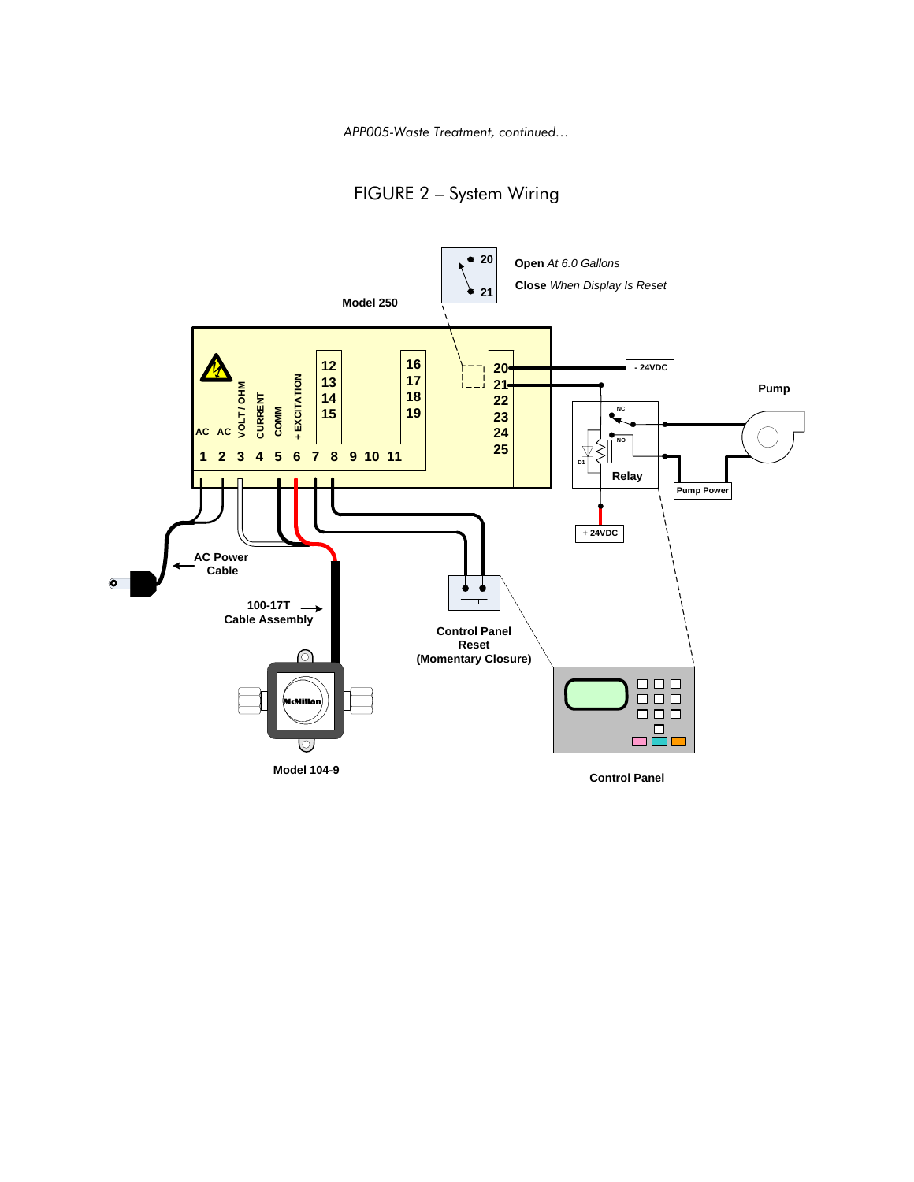*APP005-Waste Treatment, continued…*

FIGURE 2 – System Wiring

Model 250

20

21

**Open** *At 6.0 Gallons*

**Close** *When Display Is Reset*

AC AC VOLT / OHM CURRENT COMM + EXCITATION

12 13 14 15

16 17 18 19

20 21 22 23 24 25

1 2 3 4 5 6 7 8 9 10 11

- 24VDC

+ 24VDC

Pump

NC

NO

D1

Relay

Pump Power

AC Power Cable

100-17T Cable Assembly

Model 104-9

Control Panel Reset (Momentary Closure)

Control Panel